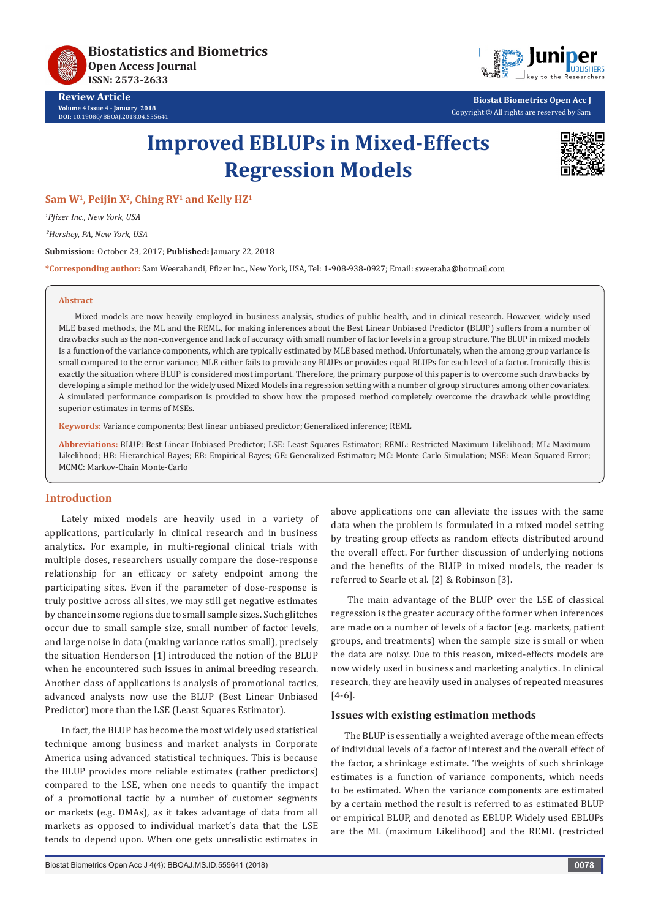Review Article

# Improved EBLUPs in Mixed-Effects Regression Models

**Sam W[1], Peijin X[2], Ching RY[1] and Kelly HZ[1]**

*[1]Pfizer Inc., New York, USA*

*[2]Hershey, PA, New York, USA*

**Submission:** October 23, 2017; **Published:** January 22, 2018

**\*Corresponding author:** Sam Weerahandi, Pfizer Inc., New York, USA, Tel: 1-908-938-0927; Email: sweeraha@hotmail.com

### Abstract

Mixed models are now heavily employed in business analysis, studies of public health, and in clinical research. However, widely used MLE based methods, the ML and the REML, for making inferences about the Best Linear Unbiased Predictor (BLUP) suffers from a number of drawbacks such as the non-convergence and lack of accuracy with small number of factor levels in a group structure. The BLUP in mixed models is a function of the variance components, which are typically estimated by MLE based method. Unfortunately, when the among group variance is small compared to the error variance, MLE either fails to provide any BLUPs or provides equal BLUPs for each level of a factor. Ironically this is exactly the situation where BLUP is considered most important. Therefore, the primary purpose of this paper is to overcome such drawbacks by developing a simple method for the widely used Mixed Models in a regression setting with a number of group structures among other covariates. A simulated performance comparison is provided to show how the proposed method completely overcome the drawback while providing superior estimates in terms of MSEs.

**Keywords:** Variance components; Best linear unbiased predictor; Generalized inference; REML

**Abbreviations:** BLUP: Best Linear Unbiased Predictor; LSE: Least Squares Estimator; REML: Restricted Maximum Likelihood; ML: Maximum Likelihood; HB: Hierarchical Bayes; EB: Empirical Bayes; GE: Generalized Estimator; MC: Monte Carlo Simulation; MSE: Mean Squared Error; MCMC: Markov-Chain Monte-Carlo

## Introduction

Lately mixed models are heavily used in a variety of applications, particularly in clinical research and in business analytics. For example, in multi-regional clinical trials with multiple doses, researchers usually compare the dose-response relationship for an efficacy or safety endpoint among the participating sites. Even if the parameter of dose-response is truly positive across all sites, we may still get negative estimates by chance in some regions due to small sample sizes. Such glitches occur due to small sample size, small number of factor levels, and large noise in data (making variance ratios small), precisely the situation Henderson [1] introduced the notion of the BLUP when he encountered such issues in animal breeding research. Another class of applications is analysis of promotional tactics, advanced analysts now use the BLUP (Best Linear Unbiased Predictor) more than the LSE (Least Squares Estimator).

In fact, the BLUP has become the most widely used statistical technique among business and market analysts in Corporate America using advanced statistical techniques. This is because the BLUP provides more reliable estimates (rather predictors) compared to the LSE, when one needs to quantify the impact of a promotional tactic by a number of customer segments or markets (e.g. DMAs), as it takes advantage of data from all markets as opposed to individual market's data that the LSE tends to depend upon. When one gets unrealistic estimates in above applications one can alleviate the issues with the same data when the problem is formulated in a mixed model setting by treating group effects as random effects distributed around the overall effect. For further discussion of underlying notions and the benefits of the BLUP in mixed models, the reader is referred to Searle et al. [2] & Robinson [3].

The main advantage of the BLUP over the LSE of classical regression is the greater accuracy of the former when inferences are made on a number of levels of a factor (e.g. markets, patient groups, and treatments) when the sample size is small or when the data are noisy. Due to this reason, mixed-effects models are now widely used in business and marketing analytics. In clinical research, they are heavily used in analyses of repeated measures [4-6].

### Issues with existing estimation methods

The BLUP is essentially a weighted average of the mean effects of individual levels of a factor of interest and the overall effect of the factor, a shrinkage estimate. The weights of such shrinkage estimates is a function of variance components, which needs to be estimated. When the variance components are estimated by a certain method the result is referred to as estimated BLUP or empirical BLUP, and denoted as EBLUP. Widely used EBLUPs are the ML (maximum Likelihood) and the REML (restricted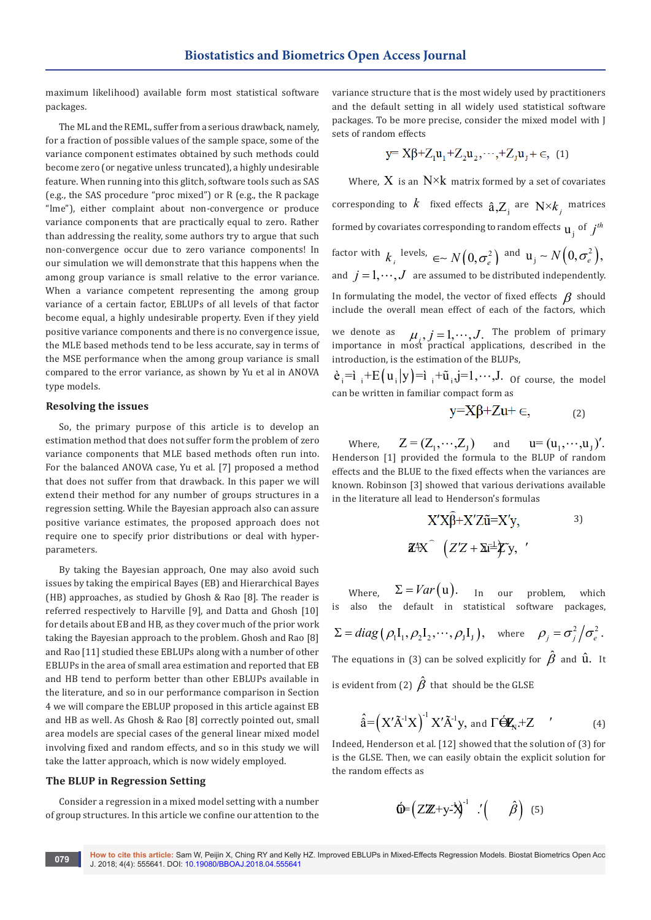maximum likelihood) available form most statistical software packages.

The ML and the REML, suffer from a serious drawback, namely, for a fraction of possible values of the sample space, some of the variance component estimates obtained by such methods could become zero (or negative unless truncated), a highly undesirable feature. When running into this glitch, software tools such as SAS (e.g., the SAS procedure "proc mixed") or R (e.g., the R package "lme"), either complaint about non-convergence or produce variance components that are practically equal to zero. Rather than addressing the reality, some authors try to argue that such non-convergence occur due to zero variance components! In our simulation we will demonstrate that this happens when the among group variance is small relative to the error variance. When a variance competent representing the among group variance of a certain factor, EBLUPs of all levels of that factor become equal, a highly undesirable property. Even if they yield positive variance components and there is no convergence issue, the MLE based methods tend to be less accurate, say in terms of the MSE performance when the among group variance is small compared to the error variance, as shown by Yu et al in ANOVA type models.

## Resolving the issues

So, the primary purpose of this article is to develop an estimation method that does not suffer form the problem of zero variance components that MLE based methods often run into. For the balanced ANOVA case, Yu et al. [7] proposed a method that does not suffer from that drawback. In this paper we will extend their method for any number of groups structures in a regression setting. While the Bayesian approach also can assure positive variance estimates, the proposed approach does not require one to specify prior distributions or deal with hyper-parameters.

By taking the Bayesian approach, One may also avoid such issues by taking the empirical Bayes (EB) and Hierarchical Bayes (HB) approaches, as studied by Ghosh & Rao [8]. The reader is referred respectively to Harville [9], and Datta and Ghosh [10] for details about EB and HB, as they cover much of the prior work taking the Bayesian approach to the problem. Ghosh and Rao [8] and Rao [11] studied these EBLUPs along with a number of other EBLUPs in the area of small area estimation and reported that EB and HB tend to perform better than other EBLUPs available in the literature, and so in our performance comparison in Section 4 we will compare the EBLUP proposed in this article against EB and HB as well. As Ghosh & Rao [8] correctly pointed out, small area models are special cases of the general linear mixed model involving fixed and random effects, and so in this study we will take the latter approach, which is now widely employed.

## The BLUP in Regression Setting

Consider a regression in a mixed model setting with a number of group structures. In this article we confine our attention to the variance structure that is the most widely used by practitioners and the default setting in all widely used statistical software packages. To be more precise, consider the mixed model with J sets of random effects

$$y = X\beta + Z_1u_1 + Z_2u_2, \cdots, + Z_Ju_J + \in, \quad (1)$$

Where, $X$ is an $N \times k$ matrix formed by a set of covariates corresponding to $k$ fixed effects $\hat{a}, Z_j$ are $N \times k_j$ matrices formed by covariates corresponding to random effects $u_j$ of $j^{th}$ factor with $k_j$ levels, $\in \sim N\left(0, \sigma_e^2\right)$ and $u_j \sim N\left(0, \sigma_e^2\right)$, and $j = 1, \cdots, J$ are assumed to be distributed independently. In formulating the model, the vector of fixed effects $\beta$ should include the overall mean effect of each of the factors, which we denote as $\mu_j, j = 1, \cdots, J$. The problem of primary importance in most practical applications, described in the introduction, is the estimation of the BLUPs, $\grave{e}_i = \grave{\imath}_i + E\left(u_i | y\right) = \grave{\imath}_i + \tilde{u}_i, j = 1, \cdots, J.$ Of course, the model can be written in familiar compact form as

$$y = X\beta + Zu + \in, \quad (2)$$

Where, $Z = (Z_1, \cdots, Z_J)$ and $u = (u_1, \cdots, u_J)'$. Henderson [1] provided the formula to the BLUP of random effects and the BLUE to the fixed effects when the variances are known. Robinson [3] showed that various derivations available in the literature all lead to Henderson's formulas

$$X'X\hat{\beta} + X'Z\tilde{u} = X'y, \quad 3)$$

$$Z'X \quad \left(Z'Z + \Sigma^{-1}\right) Z'y, \quad '$$

Where, $\Sigma = Var\left(u\right)$. In our problem, which is also the default in statistical software packages, $\Sigma = diag\left(\rho_1 I_1, \rho_2 I_2, \cdots, \rho_J I_J\right)$, where $\rho_j = \sigma_j^2 / \sigma_e^2$. The equations in (3) can be solved explicitly for $\hat{\beta}$ and $\hat{u}$. It is evident from (2) $\hat{\beta}$ that should be the GLSE

$$\hat{\hat{a}} = \left(X'\tilde{A}^{-1}X\right)^{-1} X'\tilde{A}^{-1}y, \text{ and } \Gamma \acute{E} Z_N + Z \quad ' \quad (4)$$

Indeed, Henderson et al. [12] showed that the solution of (3) for is the GLSE. Then, we can easily obtain the explicit solution for the random effects as

$$\acute{0} = \left(Z'Z + y - X\right)^{-1} \; .'\left( \quad \hat{\beta}\right) \quad (5)$$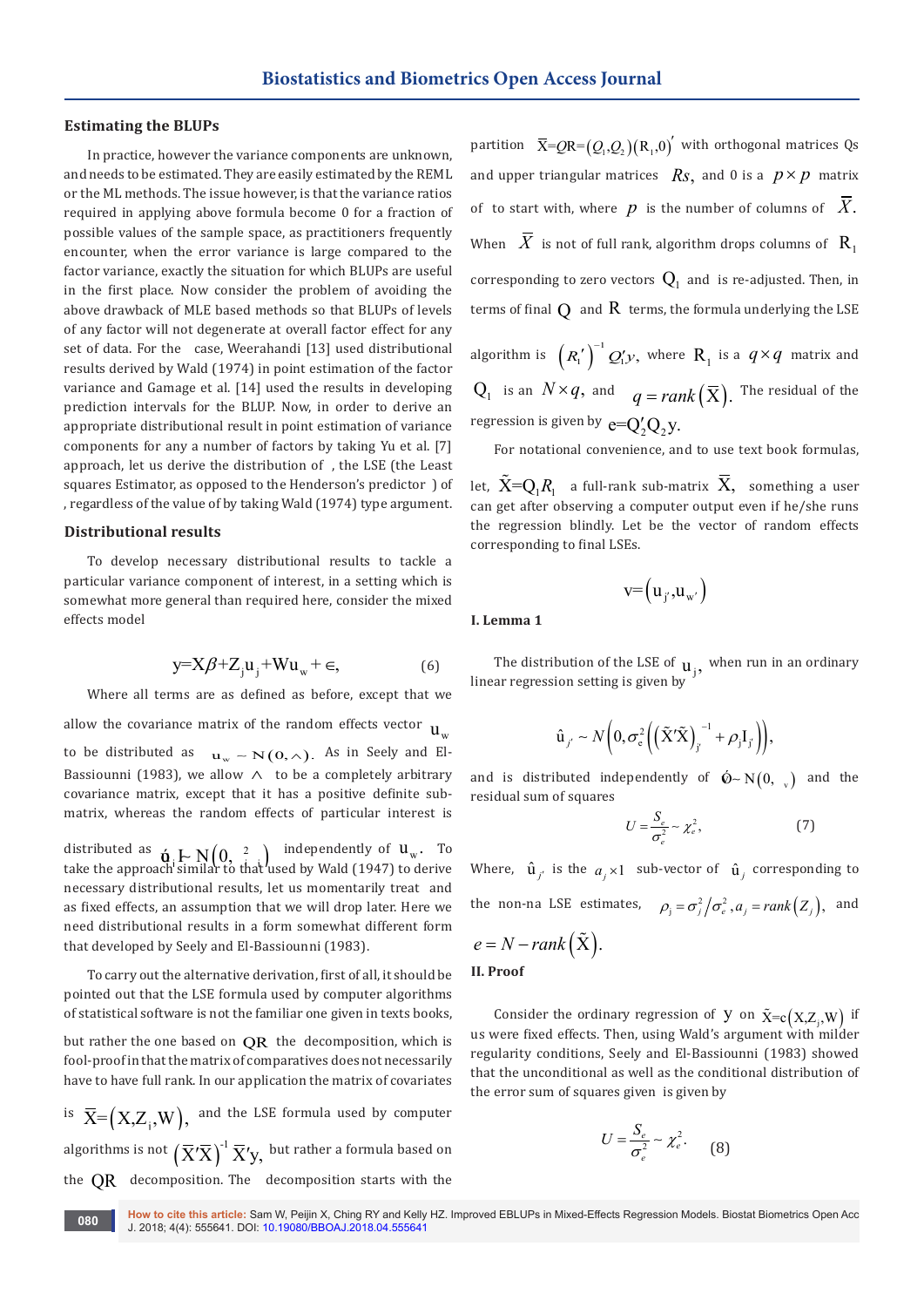## Estimating the BLUPs

In practice, however the variance components are unknown, and needs to be estimated. They are easily estimated by the REML or the ML methods. The issue however, is that the variance ratios required in applying above formula become 0 for a fraction of possible values of the sample space, as practitioners frequently encounter, when the error variance is large compared to the factor variance, exactly the situation for which BLUPs are useful in the first place. Now consider the problem of avoiding the above drawback of MLE based methods so that BLUPs of levels of any factor will not degenerate at overall factor effect for any set of data. For the case, Weerahandi [13] used distributional results derived by Wald (1974) in point estimation of the factor variance and Gamage et al. [14] used the results in developing prediction intervals for the BLUP. Now, in order to derive an appropriate distributional result in point estimation of variance components for any a number of factors by taking Yu et al. [7] approach, let us derive the distribution of , the LSE (the Least squares Estimator, as opposed to the Henderson's predictor ) of , regardless of the value of by taking Wald (1974) type argument.

## Distributional results

To develop necessary distributional results to tackle a particular variance component of interest, in a setting which is somewhat more general than required here, consider the mixed effects model

$$y = X\beta + Z_j u_j + W u_w + \in, \tag{6}$$

Where all terms are as defined as before, except that we allow the covariance matrix of the random effects vector $u_w$ to be distributed as $u_w \sim N(0, \wedge)$. As in Seely and El-Bassiounni (1983), we allow $\wedge$ to be a completely arbitrary covariance matrix, except that it has a positive definite sub-matrix, whereas the random effects of particular interest is distributed as $u_j \sim N(0, \,^2_j)$ independently of $u_w$. To take the approach similar to that used by Wald (1947) to derive necessary distributional results, let us momentarily treat and as fixed effects, an assumption that we will drop later. Here we need distributional results in a form somewhat different form that developed by Seely and El-Bassiounni (1983).

To carry out the alternative derivation, first of all, it should be pointed out that the LSE formula used by computer algorithms of statistical software is not the familiar one given in texts books, but rather the one based on QR the decomposition, which is fool-proof in that the matrix of comparatives does not necessarily have to have full rank. In our application the matrix of covariates is $\overline{X} = (X, Z_j, W)$, and the LSE formula used by computer algorithms is not $(\overline{X}'\overline{X})^{-1}\overline{X}'y$, but rather a formula based on the QR decomposition. The decomposition starts with the partition $\overline{X} = QR = (Q_1, Q_2)(R_1, 0)'$ with orthogonal matrices Qs and upper triangular matrices $Rs$, and 0 is a $p \times p$ matrix of to start with, where $p$ is the number of columns of $\overline{X}$. When $\overline{X}$ is not of full rank, algorithm drops columns of $R_1$ corresponding to zero vectors $Q_1$ and is re-adjusted. Then, in terms of final $Q$ and $R$ terms, the formula underlying the LSE algorithm is $(R_1')^{-1} Q_1' y$, where $R_1$ is a $q \times q$ matrix and $Q_1$ is an $N \times q$, and $q = rank(\overline{X})$. The residual of the regression is given by $e = Q_2' Q_2 y$.

For notational convenience, and to use text book formulas, let, $\tilde{X} = Q_1 R_1$ a full-rank sub-matrix $\overline{X}$, something a user can get after observing a computer output even if he/she runs the regression blindly. Let be the vector of random effects corresponding to final LSEs.

$$v = (u_{j'}, u_{w'})$$

### I. Lemma 1

The distribution of the LSE of $u_j$, when run in an ordinary linear regression setting is given by

$$\hat{u}_{j'} \sim N\left(0, \sigma_e^2\left(\left(\tilde{X}'\tilde{X}\right)^{-1}_{j'} + \rho_j I_j\right)\right),$$

and is distributed independently of $\acute{\phi} \sim N(0, \,_v)$ and the residual sum of squares

$$U = \frac{S_e}{\sigma_e^2} \sim \chi_e^2, \tag{7}$$

Where, $\hat{u}_{j'}$ is the $a_j \times 1$ sub-vector of $\hat{u}_j$ corresponding to the non-na LSE estimates, $\rho_j = \sigma_j^2 / \sigma_e^2, a_j = rank(Z_j)$, and $e = N - rank(\tilde{X})$.

### II. Proof

Consider the ordinary regression of $y$ on $\tilde{X} = c(X, Z_j, W)$ if us were fixed effects. Then, using Wald's argument with milder regularity conditions, Seely and El-Bassiounni (1983) showed that the unconditional as well as the conditional distribution of the error sum of squares given is given by

$$U = \frac{S_e}{\sigma_e^2} \sim \chi_e^2. \tag{8}$$

How to cite this article: Sam W, Peijin X, Ching RY and Kelly HZ. Improved EBLUPs in Mixed-Effects Regression Models. Biostat Biometrics Open Acc J. 2018; 4(4): 555641. DOI: 10.19080/BBOAJ.2018.04.555641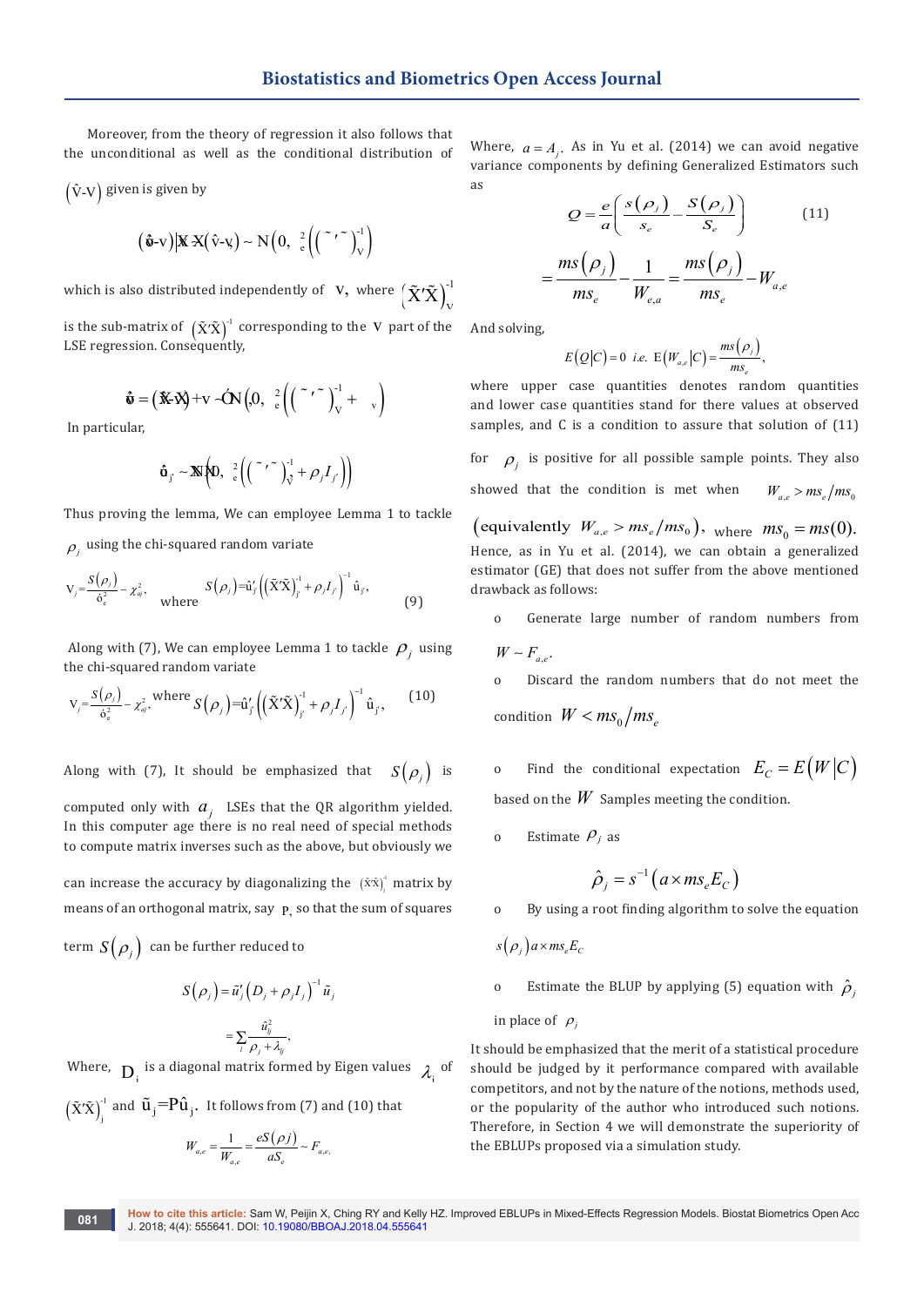Moreover, from the theory of regression it also follows that the unconditional as well as the conditional distribution of $(\hat{\mathrm{v}}\text{-}\mathrm{V})$ given is given by

$$(\hat{\mathrm{v}}\text{-v})|\tilde{X}'\tilde{X}(\hat{\mathrm{v}}\text{-v}) \sim \mathrm{N}\left(0,\ \sigma_e^2\left(\left(\tilde{X}'\tilde{X}\right)_V^{-1}\right)\right)$$

which is also distributed independently of $\mathbf{V}$, where $\left(\tilde{X}'\tilde{X}\right)_V^{-1}$ is the sub-matrix of $\left(\tilde{X}'\tilde{X}\right)^{-1}$ corresponding to the $\mathbf{V}$ part of the LSE regression. Consequently,

$$\hat{\mathrm{v}} = \left(\hat{\mathrm{v}}\text{-v}\right) + \mathrm{v} \sim \mathrm{N}\left(0,\ \sigma_e^2\left(\left(\tilde{X}'\tilde{X}\right)_V^{-1} + \Sigma_v\right)\right)$$

In particular,

$$\hat{\mathrm{v}}_{j'} \sim \mathrm{N}\left(0,\ \sigma_e^2\left(\left(\tilde{X}'\tilde{X}\right)_{j'}^{-1} + \rho_j I_{j'}\right)\right)$$

Thus proving the lemma, We can employee Lemma 1 to tackle $\rho_j$ using the chi-squared random variate

$$\mathrm{V}_j = \frac{S(\rho_j)}{\hat{\sigma}_e^2} \sim \chi_{aj}^2, \quad \text{where} \quad S(\rho_j) = \hat{u}_j'\left(\left(\tilde{X}'\tilde{X}\right)_{j'}^{-1} + \rho_j I_{j'}\right)^{-1}\hat{u}_j, \tag{9}$$

Along with (7), We can employee Lemma 1 to tackle $\rho_j$ using the chi-squared random variate

$$\mathrm{V}_j = \frac{S(\rho_j)}{\hat{\sigma}_e^2} \sim \chi_{aj}^2, \text{ where } S(\rho_j) = \hat{u}_j'\left(\left(\tilde{X}'\tilde{X}\right)_{j'}^{-1} + \rho_j I_{j'}\right)^{-1}\hat{u}_j, \tag{10}$$

Along with (7), It should be emphasized that $S(\rho_j)$ is computed only with $a_j$ LSEs that the QR algorithm yielded. In this computer age there is no real need of special methods to compute matrix inverses such as the above, but obviously we can increase the accuracy by diagonalizing the $\left(\tilde{X}'\tilde{X}\right)_j^{-1}$ matrix by means of an orthogonal matrix, say $\mathrm{P}_j$ so that the sum of squares term $S(\rho_j)$ can be further reduced to

$$S(\rho_j) = \tilde{u}_j'\left(D_j + \rho_j I_j\right)^{-1}\tilde{u}_j$$

$$= \sum_i \frac{\tilde{u}_{ij}^2}{\rho_j + \lambda_{ij}},$$

Where, $\mathrm{D}_i$ is a diagonal matrix formed by Eigen values $\lambda_i$ of $\left(\tilde{X}'\tilde{X}\right)_j^{-1}$ and $\tilde{\mathrm{u}}_j = \mathrm{P}\hat{\mathrm{u}}_j$. It follows from (7) and (10) that

$$W_{a,e} = \frac{1}{W_{a,e}} = \frac{eS(\rho j)}{aS_e} \sim F_{a,e,}$$

Where, $a = A_j$. As in Yu et al. (2014) we can avoid negative variance components by defining Generalized Estimators such as

$$Q = \frac{e}{a}\left(\frac{s(\rho_j)}{s_e} - \frac{S(\rho_j)}{S_e}\right) \tag{11}$$

$$= \frac{ms(\rho_j)}{ms_e} - \frac{1}{W_{e,a}} = \frac{ms(\rho_j)}{ms_e} - W_{a,e}$$

And solving,

$$E(Q|C) = 0 \;\; i.e. \;\; \mathrm{E}(W_{a,e}|C) = \frac{ms(\rho_j)}{ms_e},$$

where upper case quantities denotes random quantities and lower case quantities stand for there values at observed samples, and C is a condition to assure that solution of (11) for $\rho_j$ is positive for all possible sample points. They also showed that the condition is met when $W_{a,e} > ms_e/ms_0$ (equivalently $W_{a,e} > ms_e/ms_0$), where $ms_0 = ms(0)$. Hence, as in Yu et al. (2014), we can obtain a generalized estimator (GE) that does not suffer from the above mentioned drawback as follows:

- o Generate large number of random numbers from $W \sim F_{a,e}$.
- o Discard the random numbers that do not meet the condition $W < ms_0/ms_e$
- o Find the conditional expectation $E_C = E(W|C)$ based on the $W$ Samples meeting the condition.
- o Estimate $\rho_j$ as

$$\hat{\rho}_j = s^{-1}\left(a \times ms_e E_C\right)$$

- o By using a root finding algorithm to solve the equation $s(\rho_j)\, a \times ms_e E_C$
- o Estimate the BLUP by applying (5) equation with $\hat{\rho}_j$ in place of $\rho_j$

It should be emphasized that the merit of a statistical procedure should be judged by it performance compared with available competitors, and not by the nature of the notions, methods used, or the popularity of the author who introduced such notions. Therefore, in Section 4 we will demonstrate the superiority of the EBLUPs proposed via a simulation study.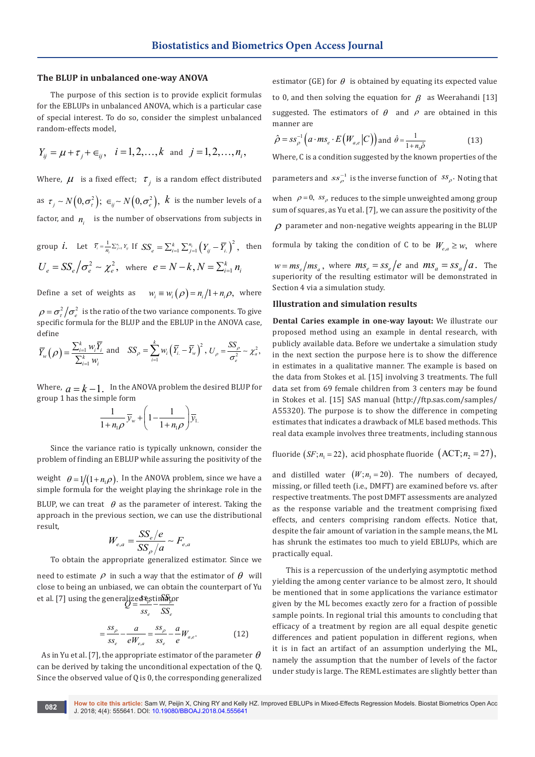## The BLUP in unbalanced one-way ANOVA

The purpose of this section is to provide explicit formulas for the EBLUPs in unbalanced ANOVA, which is a particular case of special interest. To do so, consider the simplest unbalanced random-effects model,

$$Y_{ij} = \mu + \tau_j + \in_{ij}, \quad i = 1,2,\ldots,k \text{ and } j = 1,2,\ldots,n_i,$$

Where, $\mu$ is a fixed effect; $\tau_j$ is a random effect distributed as $\tau_j \sim N\left(0,\sigma_\tau^2\right)$; $\in_{ij} \sim N\left(0,\sigma_e^2\right)$, $k$ is the number levels of a factor, and $n_i$ is the number of observations from subjects in group $i$. Let $\bar{Y}_i = \frac{1}{n_i}\sum_{j=1}^{n_i} Y_{ij}$ If $SS_e = \sum_{i=1}^{k}\sum_{j=1}^{n_i}\left(Y_{ij} - \bar{Y}_{i.}\right)^2$, then $U_e = SS_e/\sigma_e^2 \sim \chi_e^2$, where $e = N - k, N = \sum_{i=1}^{k} n_i$

Define a set of weights as $w_i \equiv w_i(\rho) = n_i/1 + n_i\rho$, where $\rho = \sigma_\tau^2/\sigma_e^2$ is the ratio of the two variance components. To give specific formula for the BLUP and the EBLUP in the ANOVA case, define

$$\bar{Y}_w(\rho) = \frac{\sum_{i=1}^{k} w_i \bar{Y}_i}{\sum_{i=1}^{k} w_i} \text{ and } SS_\rho = \sum_{i=1}^{k} w_i\left(\bar{Y}_{i.} - \bar{Y}_w\right)^2,\ U_\rho = \frac{SS_\rho}{\sigma_e^2} \sim \chi_a^2,$$

Where, $a = k - 1$. In the ANOVA problem the desired BLUP for group 1 has the simple form

$$\frac{1}{1+n_1\rho}\bar{y}_w + \left(1 - \frac{1}{1+n_1\rho}\right)\bar{y}_{1.}$$

Since the variance ratio is typically unknown, consider the problem of finding an EBLUP while assuring the positivity of the weight $\theta = 1/(1+n_1\rho)$. In the ANOVA problem, since we have a simple formula for the weight playing the shrinkage role in the BLUP, we can treat $\theta$ as the parameter of interest. Taking the approach in the previous section, we can use the distributional result,

$$W_{e,a} = \frac{SS_e/e}{SS_\rho/a} \sim F_{e,a}$$

To obtain the appropriate generalized estimator. Since we need to estimate $\rho$ in such a way that the estimator of $\theta$ will close to being an unbiased, we can obtain the counterpart of Yu et al. [7] using the generalized estimator

$$Q = \frac{ss_\rho}{ss_e} - \frac{SS_\rho}{SS_e}$$

$$= \frac{ss_\rho}{ss_e} - \frac{a}{eW_{e,a}} = \frac{ss_\rho}{ss_e} - \frac{a}{e}W_{a,e}. \quad (12)$$

As in Yu et al. [7], the appropriate estimator of the parameter $\theta$ can be derived by taking the unconditional expectation of the Q. Since the observed value of Q is 0, the corresponding generalized estimator (GE) for $\theta$ is obtained by equating its expected value to 0, and then solving the equation for $\beta$ as Weerahandi [13] suggested. The estimators of $\theta$ and $\rho$ are obtained in this manner are

$$\hat{\rho} = ss_\rho^{-1}\left(a \cdot ms_e \cdot E\left(W_{a,e}\middle|C\right)\right) \text{ and } \hat{\theta} = \frac{1}{1+n_i\hat{\rho}} \quad (13)$$

Where, C is a condition suggested by the known properties of the parameters and $ss_\rho^{-1}$ is the inverse function of $ss_\rho$. Noting that when $\rho = 0$, $ss_\rho$ reduces to the simple unweighted among group sum of squares, as Yu et al. [7], we can assure the positivity of the $\rho$ parameter and non-negative weights appearing in the BLUP formula by taking the condition of C to be $W_{e,a} \geq w$, where $w = ms_e/ms_a$, where $ms_e = ss_e/e$ and $ms_a = ss_a/a$. The superiority of the resulting estimator will be demonstrated in Section 4 via a simulation study.

## Illustration and simulation results

**Dental Caries example in one-way layout:** We illustrate our proposed method using an example in dental research, with publicly available data. Before we undertake a simulation study in the next section the purpose here is to show the difference in estimates in a qualitative manner. The example is based on the data from Stokes et al. [15] involving 3 treatments. The full data set from 69 female children from 3 centers may be found in Stokes et al. [15] SAS manual (http://ftp.sas.com/samples/A55320). The purpose is to show the difference in competing estimates that indicates a drawback of MLE based methods. This real data example involves three treatments, including stannous fluoride $(SF; n_1 = 22)$, acid phosphate fluoride $(\text{ACT}; n_2 = 27)$, and distilled water $(W; n_3 = 20)$. The numbers of decayed, missing, or filled teeth (i.e., DMFT) are examined before vs. after respective treatments. The post DMFT assessments are analyzed as the response variable and the treatment comprising fixed effects, and centers comprising random effects. Notice that, despite the fair amount of variation in the sample means, the ML has shrunk the estimates too much to yield EBLUPs, which are practically equal.

This is a repercussion of the underlying asymptotic method yielding the among center variance to be almost zero, It should be mentioned that in some applications the variance estimator given by the ML becomes exactly zero for a fraction of possible sample points. In regional trial this amounts to concluding that efficacy of a treatment by region are all equal despite genetic differences and patient population in different regions, when it is in fact an artifact of an assumption underlying the ML, namely the assumption that the number of levels of the factor under study is large. The REML estimates are slightly better than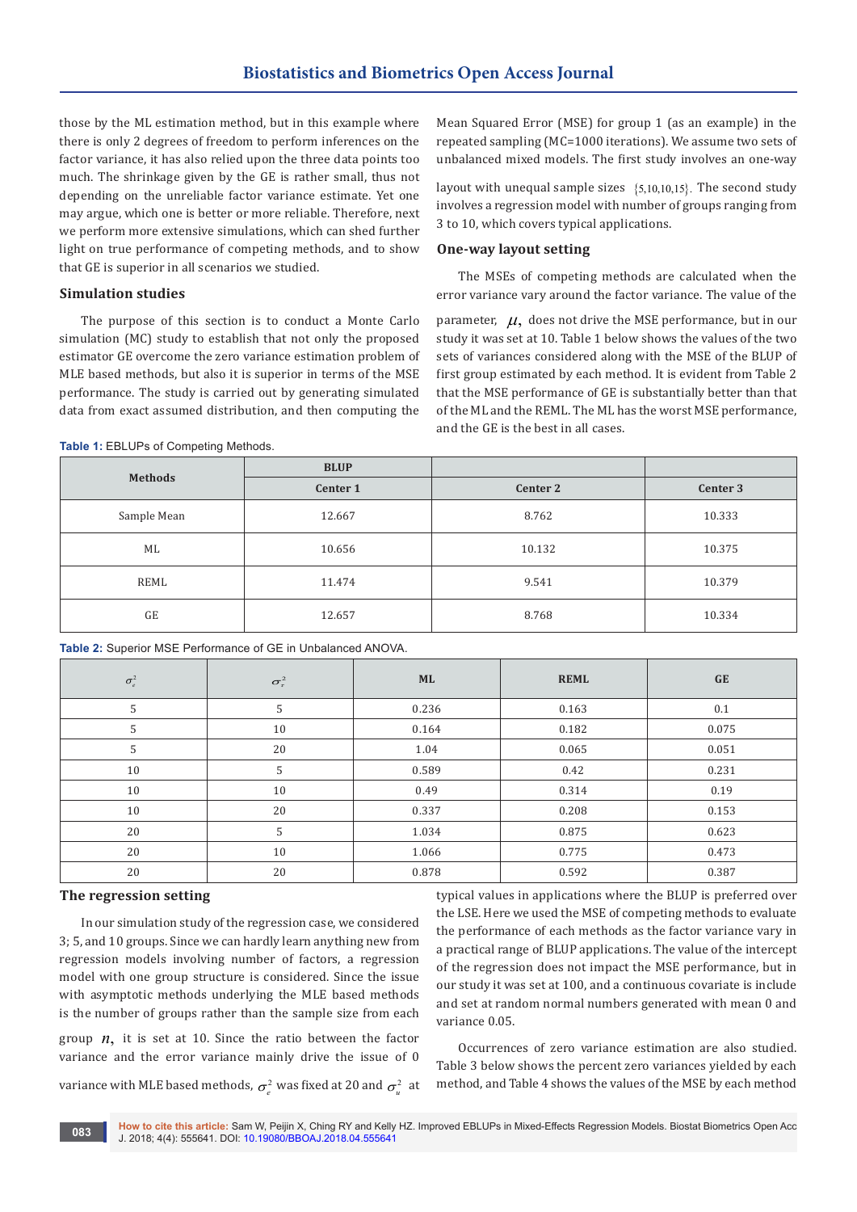those by the ML estimation method, but in this example where there is only 2 degrees of freedom to perform inferences on the factor variance, it has also relied upon the three data points too much. The shrinkage given by the GE is rather small, thus not depending on the unreliable factor variance estimate. Yet one may argue, which one is better or more reliable. Therefore, next we perform more extensive simulations, which can shed further light on true performance of competing methods, and to show that GE is superior in all scenarios we studied.

## Simulation studies

The purpose of this section is to conduct a Monte Carlo simulation (MC) study to establish that not only the proposed estimator GE overcome the zero variance estimation problem of MLE based methods, but also it is superior in terms of the MSE performance. The study is carried out by generating simulated data from exact assumed distribution, and then computing the Mean Squared Error (MSE) for group 1 (as an example) in the repeated sampling (MC=1000 iterations). We assume two sets of unbalanced mixed models. The first study involves an one-way layout with unequal sample sizes $\{5,10,10,15\}$. The second study involves a regression model with number of groups ranging from 3 to 10, which covers typical applications.

### One-way layout setting

The MSEs of competing methods are calculated when the error variance vary around the factor variance. The value of the parameter, $\mu$, does not drive the MSE performance, but in our study it was set at 10. Table 1 below shows the values of the two sets of variances considered along with the MSE of the BLUP of first group estimated by each method. It is evident from Table 2 that the MSE performance of GE is substantially better than that of the ML and the REML. The ML has the worst MSE performance, and the GE is the best in all cases.

**Table 1:** EBLUPs of Competing Methods.

| Methods | BLUP | | |
|---|---|---|---|
| | Center 1 | Center 2 | Center 3 |
| Sample Mean | 12.667 | 8.762 | 10.333 |
| ML | 10.656 | 10.132 | 10.375 |
| REML | 11.474 | 9.541 | 10.379 |
| GE | 12.657 | 8.768 | 10.334 |

**Table 2:** Superior MSE Performance of GE in Unbalanced ANOVA.

| $\sigma_e^2$ | $\sigma_\tau^2$ | ML | REML | GE |
|---|---|---|---|---|
| 5 | 5 | 0.236 | 0.163 | 0.1 |
| 5 | 10 | 0.164 | 0.182 | 0.075 |
| 5 | 20 | 1.04 | 0.065 | 0.051 |
| 10 | 5 | 0.589 | 0.42 | 0.231 |
| 10 | 10 | 0.49 | 0.314 | 0.19 |
| 10 | 20 | 0.337 | 0.208 | 0.153 |
| 20 | 5 | 1.034 | 0.875 | 0.623 |
| 20 | 10 | 1.066 | 0.775 | 0.473 |
| 20 | 20 | 0.878 | 0.592 | 0.387 |

### The regression setting

In our simulation study of the regression case, we considered 3; 5, and 10 groups. Since we can hardly learn anything new from regression models involving number of factors, a regression model with one group structure is considered. Since the issue with asymptotic methods underlying the MLE based methods is the number of groups rather than the sample size from each group $n$, it is set at 10. Since the ratio between the factor variance and the error variance mainly drive the issue of 0 variance with MLE based methods, $\sigma_e^2$ was fixed at 20 and $\sigma_u^2$ at typical values in applications where the BLUP is preferred over the LSE. Here we used the MSE of competing methods to evaluate the performance of each methods as the factor variance vary in a practical range of BLUP applications. The value of the intercept of the regression does not impact the MSE performance, but in our study it was set at 100, and a continuous covariate is include and set at random normal numbers generated with mean 0 and variance 0.05.

Occurrences of zero variance estimation are also studied. Table 3 below shows the percent zero variances yielded by each method, and Table 4 shows the values of the MSE by each method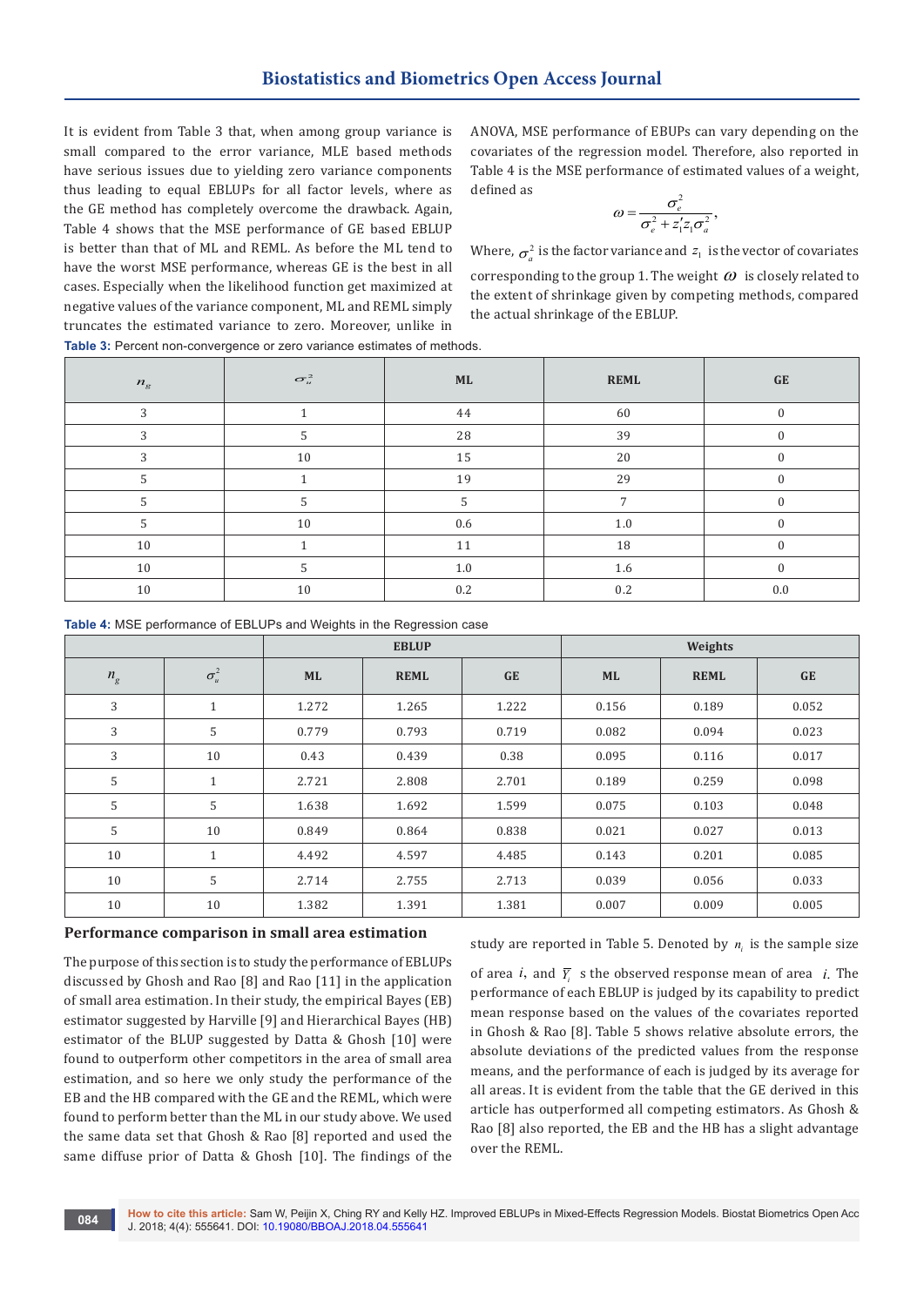It is evident from Table 3 that, when among group variance is small compared to the error variance, MLE based methods have serious issues due to yielding zero variance components thus leading to equal EBLUPs for all factor levels, where as the GE method has completely overcome the drawback. Again, Table 4 shows that the MSE performance of GE based EBLUP is better than that of ML and REML. As before the ML tend to have the worst MSE performance, whereas GE is the best in all cases. Especially when the likelihood function get maximized at negative values of the variance component, ML and REML simply truncates the estimated variance to zero. Moreover, unlike in ANOVA, MSE performance of EBUPs can vary depending on the covariates of the regression model. Therefore, also reported in Table 4 is the MSE performance of estimated values of a weight, defined as

$$\omega = \frac{\sigma_e^2}{\sigma_e^2 + z_1' z_1 \sigma_a^2},$$

Where, $\sigma_a^2$ is the factor variance and $z_1$ is the vector of covariates corresponding to the group 1. The weight $\omega$ is closely related to the extent of shrinkage given by competing methods, compared the actual shrinkage of the EBLUP.

**Table 3:** Percent non-convergence or zero variance estimates of methods.

| $n_g$ | $\sigma_u^2$ | ML | REML | GE |
|---|---|---|---|---|
| 3 | 1 | 44 | 60 | 0 |
| 3 | 5 | 28 | 39 | 0 |
| 3 | 10 | 15 | 20 | 0 |
| 5 | 1 | 19 | 29 | 0 |
| 5 | 5 | 5 | 7 | 0 |
| 5 | 10 | 0.6 | 1.0 | 0 |
| 10 | 1 | 11 | 18 | 0 |
| 10 | 5 | 1.0 | 1.6 | 0 |
| 10 | 10 | 0.2 | 0.2 | 0.0 |

**Table 4:** MSE performance of EBLUPs and Weights in the Regression case

| | | EBLUP | | | Weights | | |
|---|---|---|---|---|---|---|---|
| $n_g$ | $\sigma_u^2$ | ML | REML | GE | ML | REML | GE |
| 3 | 1 | 1.272 | 1.265 | 1.222 | 0.156 | 0.189 | 0.052 |
| 3 | 5 | 0.779 | 0.793 | 0.719 | 0.082 | 0.094 | 0.023 |
| 3 | 10 | 0.43 | 0.439 | 0.38 | 0.095 | 0.116 | 0.017 |
| 5 | 1 | 2.721 | 2.808 | 2.701 | 0.189 | 0.259 | 0.098 |
| 5 | 5 | 1.638 | 1.692 | 1.599 | 0.075 | 0.103 | 0.048 |
| 5 | 10 | 0.849 | 0.864 | 0.838 | 0.021 | 0.027 | 0.013 |
| 10 | 1 | 4.492 | 4.597 | 4.485 | 0.143 | 0.201 | 0.085 |
| 10 | 5 | 2.714 | 2.755 | 2.713 | 0.039 | 0.056 | 0.033 |
| 10 | 10 | 1.382 | 1.391 | 1.381 | 0.007 | 0.009 | 0.005 |

## Performance comparison in small area estimation

The purpose of this section is to study the performance of EBLUPs discussed by Ghosh and Rao [8] and Rao [11] in the application of small area estimation. In their study, the empirical Bayes (EB) estimator suggested by Harville [9] and Hierarchical Bayes (HB) estimator of the BLUP suggested by Datta & Ghosh [10] were found to outperform other competitors in the area of small area estimation, and so here we only study the performance of the EB and the HB compared with the GE and the REML, which were found to perform better than the ML in our study above. We used the same data set that Ghosh & Rao [8] reported and used the same diffuse prior of Datta & Ghosh [10]. The findings of the study are reported in Table 5. Denoted by $n_i$ is the sample size of area $i$, and $\overline{Y}_i$ s the observed response mean of area $i$. The performance of each EBLUP is judged by its capability to predict mean response based on the values of the covariates reported in Ghosh & Rao [8]. Table 5 shows relative absolute errors, the absolute deviations of the predicted values from the response means, and the performance of each is judged by its average for all areas. It is evident from the table that the GE derived in this article has outperformed all competing estimators. As Ghosh & Rao [8] also reported, the EB and the HB has a slight advantage over the REML.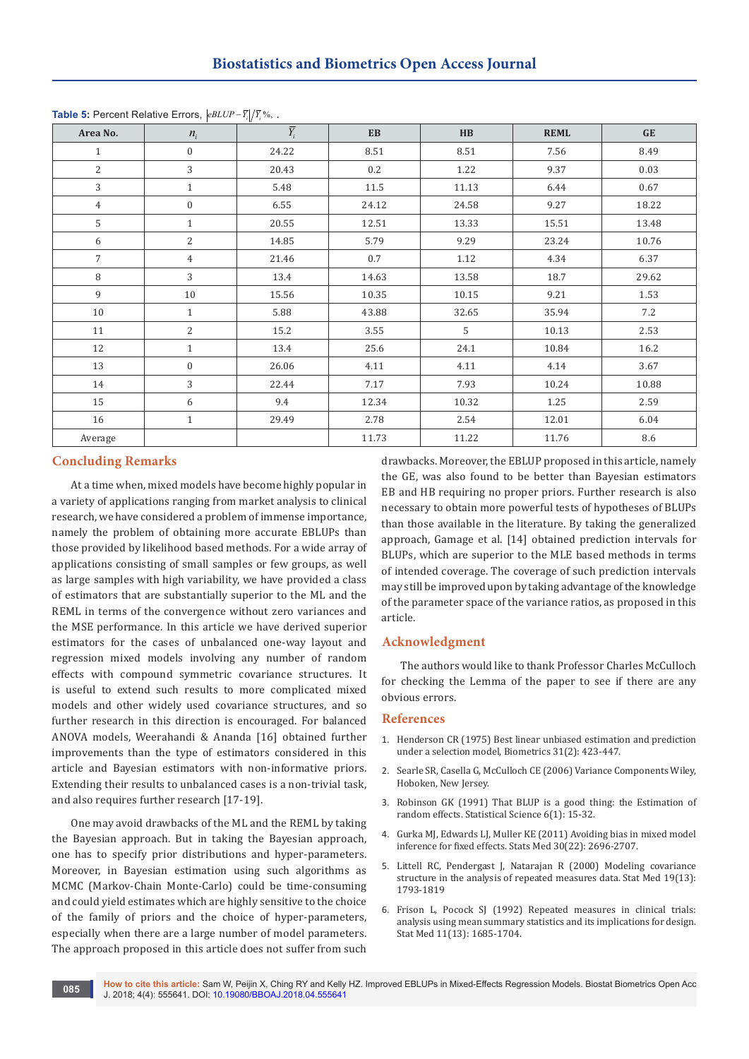**Table 5:** Percent Relative Errors, $\left|eBLUP - \overline{Y}_i\right| / \overline{Y}_i$ %, .

| Area No. | $n_i$ | $\overline{Y}_i$ | EB | HB | REML | GE |
|---|---|---|---|---|---|---|
| 1 | 0 | 24.22 | 8.51 | 8.51 | 7.56 | 8.49 |
| 2 | 3 | 20.43 | 0.2 | 1.22 | 9.37 | 0.03 |
| 3 | 1 | 5.48 | 11.5 | 11.13 | 6.44 | 0.67 |
| 4 | 0 | 6.55 | 24.12 | 24.58 | 9.27 | 18.22 |
| 5 | 1 | 20.55 | 12.51 | 13.33 | 15.51 | 13.48 |
| 6 | 2 | 14.85 | 5.79 | 9.29 | 23.24 | 10.76 |
| 7 | 4 | 21.46 | 0.7 | 1.12 | 4.34 | 6.37 |
| 8 | 3 | 13.4 | 14.63 | 13.58 | 18.7 | 29.62 |
| 9 | 10 | 15.56 | 10.35 | 10.15 | 9.21 | 1.53 |
| 10 | 1 | 5.88 | 43.88 | 32.65 | 35.94 | 7.2 |
| 11 | 2 | 15.2 | 3.55 | 5 | 10.13 | 2.53 |
| 12 | 1 | 13.4 | 25.6 | 24.1 | 10.84 | 16.2 |
| 13 | 0 | 26.06 | 4.11 | 4.11 | 4.14 | 3.67 |
| 14 | 3 | 22.44 | 7.17 | 7.93 | 10.24 | 10.88 |
| 15 | 6 | 9.4 | 12.34 | 10.32 | 1.25 | 2.59 |
| 16 | 1 | 29.49 | 2.78 | 2.54 | 12.01 | 6.04 |
| Average | | | 11.73 | 11.22 | 11.76 | 8.6 |

## Concluding Remarks

At a time when, mixed models have become highly popular in a variety of applications ranging from market analysis to clinical research, we have considered a problem of immense importance, namely the problem of obtaining more accurate EBLUPs than those provided by likelihood based methods. For a wide array of applications consisting of small samples or few groups, as well as large samples with high variability, we have provided a class of estimators that are substantially superior to the ML and the REML in terms of the convergence without zero variances and the MSE performance. In this article we have derived superior estimators for the cases of unbalanced one-way layout and regression mixed models involving any number of random effects with compound symmetric covariance structures. It is useful to extend such results to more complicated mixed models and other widely used covariance structures, and so further research in this direction is encouraged. For balanced ANOVA models, Weerahandi & Ananda [16] obtained further improvements than the type of estimators considered in this article and Bayesian estimators with non-informative priors. Extending their results to unbalanced cases is a non-trivial task, and also requires further research [17-19].

One may avoid drawbacks of the ML and the REML by taking the Bayesian approach. But in taking the Bayesian approach, one has to specify prior distributions and hyper-parameters. Moreover, in Bayesian estimation using such algorithms as MCMC (Markov-Chain Monte-Carlo) could be time-consuming and could yield estimates which are highly sensitive to the choice of the family of priors and the choice of hyper-parameters, especially when there are a large number of model parameters. The approach proposed in this article does not suffer from such drawbacks. Moreover, the EBLUP proposed in this article, namely the GE, was also found to be better than Bayesian estimators EB and HB requiring no proper priors. Further research is also necessary to obtain more powerful tests of hypotheses of BLUPs than those available in the literature. By taking the generalized approach, Gamage et al. [14] obtained prediction intervals for BLUPs, which are superior to the MLE based methods in terms of intended coverage. The coverage of such prediction intervals may still be improved upon by taking advantage of the knowledge of the parameter space of the variance ratios, as proposed in this article.

## Acknowledgment

The authors would like to thank Professor Charles McCulloch for checking the Lemma of the paper to see if there are any obvious errors.

## References

1. Henderson CR (1975) Best linear unbiased estimation and prediction under a selection model, Biometrics 31(2): 423-447.
2. Searle SR, Casella G, McCulloch CE (2006) Variance Components Wiley, Hoboken, New Jersey.
3. Robinson GK (1991) That BLUP is a good thing: the Estimation of random effects. Statistical Science 6(1): 15-32.
4. Gurka MJ, Edwards LJ, Muller KE (2011) Avoiding bias in mixed model inference for fixed effects. Stats Med 30(22): 2696-2707.
5. Littell RC, Pendergast J, Natarajan R (2000) Modeling covariance structure in the analysis of repeated measures data. Stat Med 19(13): 1793-1819
6. Frison L, Pocock SJ (1992) Repeated measures in clinical trials: analysis using mean summary statistics and its implications for design. Stat Med 11(13): 1685-1704.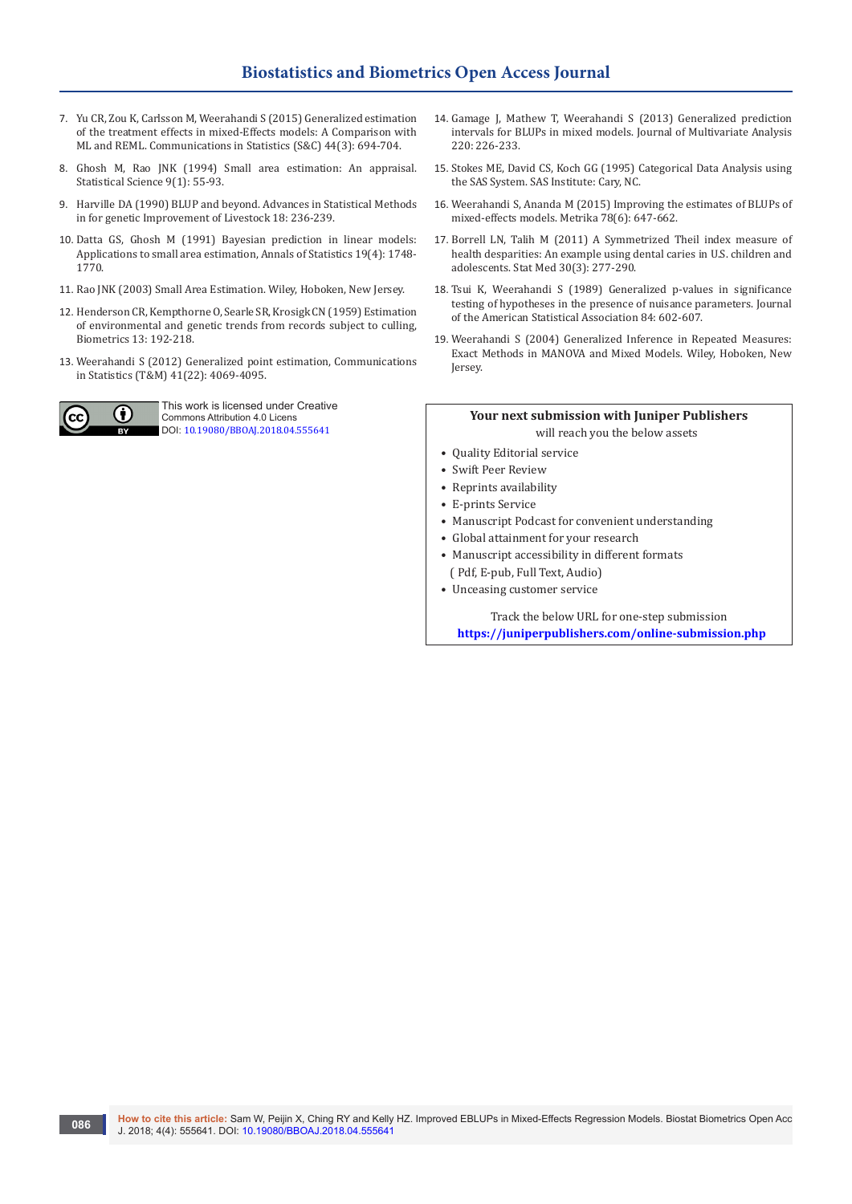7. Yu CR, Zou K, Carlsson M, Weerahandi S (2015) Generalized estimation of the treatment effects in mixed-Effects models: A Comparison with ML and REML. Communications in Statistics (S&C) 44(3): 694-704.

8. Ghosh M, Rao JNK (1994) Small area estimation: An appraisal. Statistical Science 9(1): 55-93.

9. Harville DA (1990) BLUP and beyond. Advances in Statistical Methods in for genetic Improvement of Livestock 18: 236-239.

10. Datta GS, Ghosh M (1991) Bayesian prediction in linear models: Applications to small area estimation, Annals of Statistics 19(4): 1748-1770.

11. Rao JNK (2003) Small Area Estimation. Wiley, Hoboken, New Jersey.

12. Henderson CR, Kempthorne O, Searle SR, Krosigk CN (1959) Estimation of environmental and genetic trends from records subject to culling, Biometrics 13: 192-218.

13. Weerahandi S (2012) Generalized point estimation, Communications in Statistics (T&M) 41(22): 4069-4095.

14. Gamage J, Mathew T, Weerahandi S (2013) Generalized prediction intervals for BLUPs in mixed models. Journal of Multivariate Analysis 220: 226-233.

15. Stokes ME, David CS, Koch GG (1995) Categorical Data Analysis using the SAS System. SAS Institute: Cary, NC.

16. Weerahandi S, Ananda M (2015) Improving the estimates of BLUPs of mixed-effects models. Metrika 78(6): 647-662.

17. Borrell LN, Talih M (2011) A Symmetrized Theil index measure of health desparities: An example using dental caries in U.S. children and adolescents. Stat Med 30(3): 277-290.

18. Tsui K, Weerahandi S (1989) Generalized p-values in significance testing of hypotheses in the presence of nuisance parameters. Journal of the American Statistical Association 84: 602-607.

19. Weerahandi S (2004) Generalized Inference in Repeated Measures: Exact Methods in MANOVA and Mixed Models. Wiley, Hoboken, New Jersey.

This work is licensed under Creative Commons Attribution 4.0 Licens
DOI: 10.19080/BBOAJ.2018.04.555641

**Your next submission with Juniper Publishers**
will reach you the below assets

- Quality Editorial service
- Swift Peer Review
- Reprints availability
- E-prints Service
- Manuscript Podcast for convenient understanding
- Global attainment for your research
- Manuscript accessibility in different formats
  ( Pdf, E-pub, Full Text, Audio)
- Unceasing customer service

Track the below URL for one-step submission
**https://juniperpublishers.com/online-submission.php**

**How to cite this article:** Sam W, Peijin X, Ching RY and Kelly HZ. Improved EBLUPs in Mixed-Effects Regression Models. Biostat Biometrics Open Acc J. 2018; 4(4): 555641. DOI: 10.19080/BBOAJ.2018.04.555641